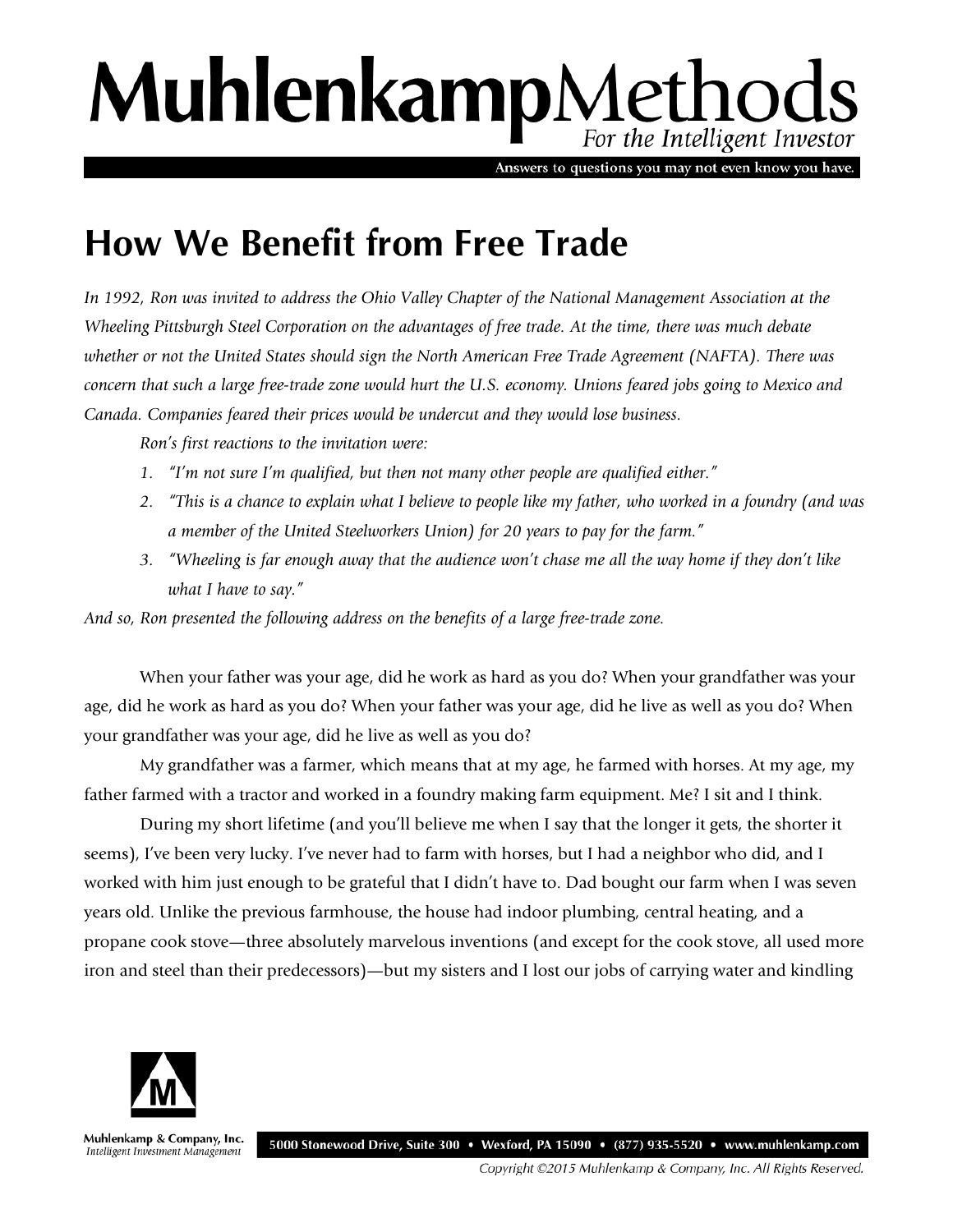# MuhlenkampMethods

*For the Intelligent Investor*

Answers to questions you may not even know you have.

## How We Benefit from Free Trade

*In 1992, Ron was invited to address the Ohio Valley Chapter of the National Management Association at the Wheeling Pittsburgh Steel Corporation on the advantages of free trade. At the time, there was much debate whether or not the United States should sign the North American Free Trade Agreement (NAFTA). There was concern that such a large free-trade zone would hurt the U.S. economy. Unions feared jobs going to Mexico and Canada. Companies feared their prices would be undercut and they would lose business.*

*Ron's first reactions to the invitation were:*

1. *"I'm not sure I'm qualified, but then not many other people are qualified either."*
2. *"This is a chance to explain what I believe to people like my father, who worked in a foundry (and was a member of the United Steelworkers Union) for 20 years to pay for the farm."*
3. *"Wheeling is far enough away that the audience won't chase me all the way home if they don't like what I have to say."*

*And so, Ron presented the following address on the benefits of a large free-trade zone.*

When your father was your age, did he work as hard as you do? When your grandfather was your age, did he work as hard as you do? When your father was your age, did he live as well as you do? When your grandfather was your age, did he live as well as you do?

My grandfather was a farmer, which means that at my age, he farmed with horses. At my age, my father farmed with a tractor and worked in a foundry making farm equipment. Me? I sit and I think.

During my short lifetime (and you'll believe me when I say that the longer it gets, the shorter it seems), I've been very lucky. I've never had to farm with horses, but I had a neighbor who did, and I worked with him just enough to be grateful that I didn't have to. Dad bought our farm when I was seven years old. Unlike the previous farmhouse, the house had indoor plumbing, central heating, and a propane cook stove—three absolutely marvelous inventions (and except for the cook stove, all used more iron and steel than their predecessors)—but my sisters and I lost our jobs of carrying water and kindling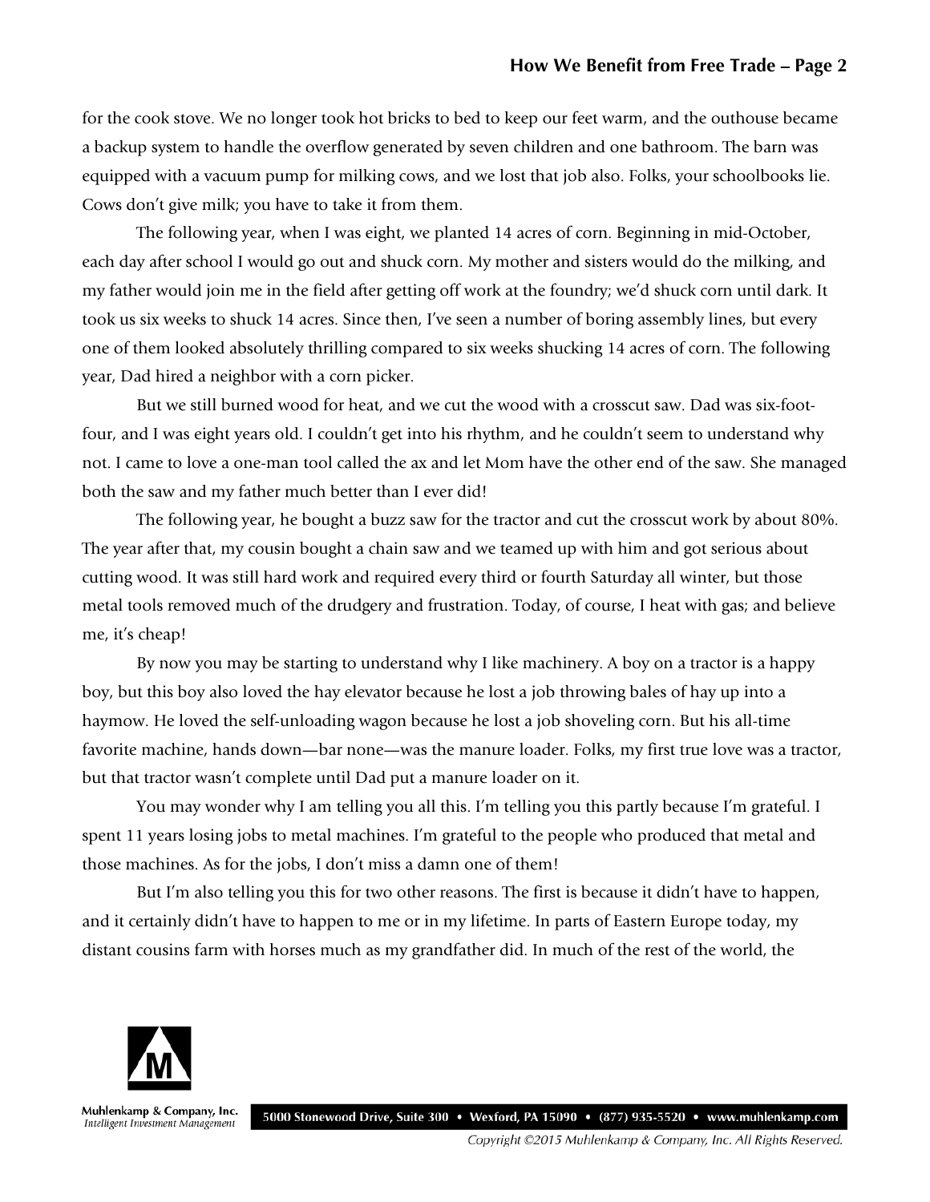for the cook stove. We no longer took hot bricks to bed to keep our feet warm, and the outhouse became a backup system to handle the overflow generated by seven children and one bathroom. The barn was equipped with a vacuum pump for milking cows, and we lost that job also. Folks, your schoolbooks lie. Cows don't give milk; you have to take it from them.

The following year, when I was eight, we planted 14 acres of corn. Beginning in mid-October, each day after school I would go out and shuck corn. My mother and sisters would do the milking, and my father would join me in the field after getting off work at the foundry; we'd shuck corn until dark. It took us six weeks to shuck 14 acres. Since then, I've seen a number of boring assembly lines, but every one of them looked absolutely thrilling compared to six weeks shucking 14 acres of corn. The following year, Dad hired a neighbor with a corn picker.

But we still burned wood for heat, and we cut the wood with a crosscut saw. Dad was six-foot-four, and I was eight years old. I couldn't get into his rhythm, and he couldn't seem to understand why not. I came to love a one-man tool called the ax and let Mom have the other end of the saw. She managed both the saw and my father much better than I ever did!

The following year, he bought a buzz saw for the tractor and cut the crosscut work by about 80%. The year after that, my cousin bought a chain saw and we teamed up with him and got serious about cutting wood. It was still hard work and required every third or fourth Saturday all winter, but those metal tools removed much of the drudgery and frustration. Today, of course, I heat with gas; and believe me, it's cheap!

By now you may be starting to understand why I like machinery. A boy on a tractor is a happy boy, but this boy also loved the hay elevator because he lost a job throwing bales of hay up into a haymow. He loved the self-unloading wagon because he lost a job shoveling corn. But his all-time favorite machine, hands down—bar none—was the manure loader. Folks, my first true love was a tractor, but that tractor wasn't complete until Dad put a manure loader on it.

You may wonder why I am telling you all this. I'm telling you this partly because I'm grateful. I spent 11 years losing jobs to metal machines. I'm grateful to the people who produced that metal and those machines. As for the jobs, I don't miss a damn one of them!

But I'm also telling you this for two other reasons. The first is because it didn't have to happen, and it certainly didn't have to happen to me or in my lifetime. In parts of Eastern Europe today, my distant cousins farm with horses much as my grandfather did. In much of the rest of the world, the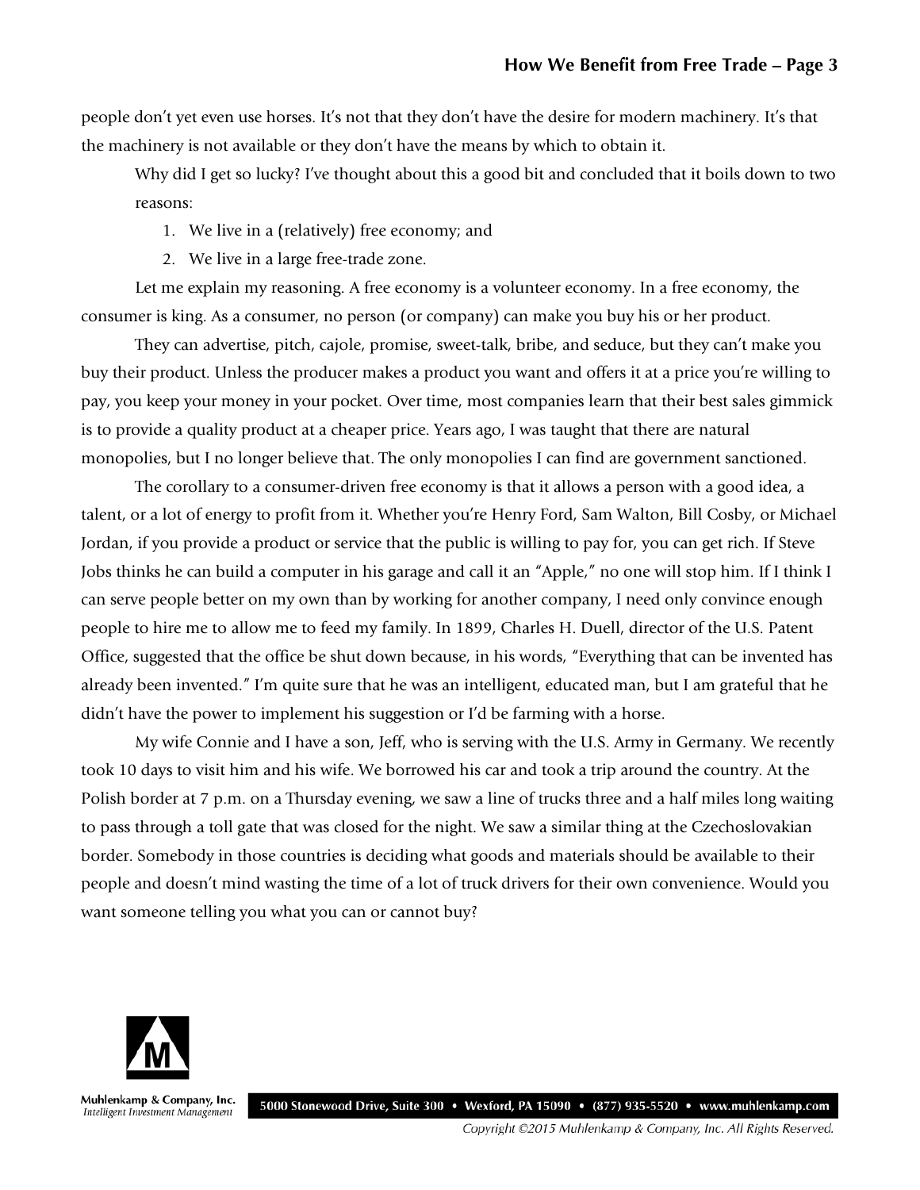people don't yet even use horses. It's not that they don't have the desire for modern machinery. It's that the machinery is not available or they don't have the means by which to obtain it.

Why did I get so lucky? I've thought about this a good bit and concluded that it boils down to two reasons:

1. We live in a (relatively) free economy; and
2. We live in a large free-trade zone.

Let me explain my reasoning. A free economy is a volunteer economy. In a free economy, the consumer is king. As a consumer, no person (or company) can make you buy his or her product.

They can advertise, pitch, cajole, promise, sweet-talk, bribe, and seduce, but they can't make you buy their product. Unless the producer makes a product you want and offers it at a price you're willing to pay, you keep your money in your pocket. Over time, most companies learn that their best sales gimmick is to provide a quality product at a cheaper price. Years ago, I was taught that there are natural monopolies, but I no longer believe that. The only monopolies I can find are government sanctioned.

The corollary to a consumer-driven free economy is that it allows a person with a good idea, a talent, or a lot of energy to profit from it. Whether you're Henry Ford, Sam Walton, Bill Cosby, or Michael Jordan, if you provide a product or service that the public is willing to pay for, you can get rich. If Steve Jobs thinks he can build a computer in his garage and call it an "Apple," no one will stop him. If I think I can serve people better on my own than by working for another company, I need only convince enough people to hire me to allow me to feed my family. In 1899, Charles H. Duell, director of the U.S. Patent Office, suggested that the office be shut down because, in his words, "Everything that can be invented has already been invented." I'm quite sure that he was an intelligent, educated man, but I am grateful that he didn't have the power to implement his suggestion or I'd be farming with a horse.

My wife Connie and I have a son, Jeff, who is serving with the U.S. Army in Germany. We recently took 10 days to visit him and his wife. We borrowed his car and took a trip around the country. At the Polish border at 7 p.m. on a Thursday evening, we saw a line of trucks three and a half miles long waiting to pass through a toll gate that was closed for the night. We saw a similar thing at the Czechoslovakian border. Somebody in those countries is deciding what goods and materials should be available to their people and doesn't mind wasting the time of a lot of truck drivers for their own convenience. Would you want someone telling you what you can or cannot buy?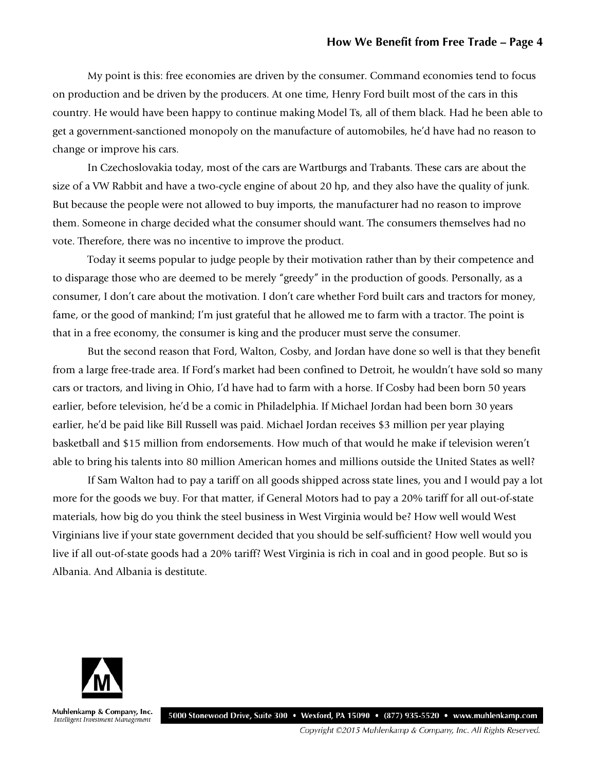My point is this: free economies are driven by the consumer. Command economies tend to focus on production and be driven by the producers. At one time, Henry Ford built most of the cars in this country. He would have been happy to continue making Model Ts, all of them black. Had he been able to get a government-sanctioned monopoly on the manufacture of automobiles, he'd have had no reason to change or improve his cars.

In Czechoslovakia today, most of the cars are Wartburgs and Trabants. These cars are about the size of a VW Rabbit and have a two-cycle engine of about 20 hp, and they also have the quality of junk. But because the people were not allowed to buy imports, the manufacturer had no reason to improve them. Someone in charge decided what the consumer should want. The consumers themselves had no vote. Therefore, there was no incentive to improve the product.

Today it seems popular to judge people by their motivation rather than by their competence and to disparage those who are deemed to be merely "greedy" in the production of goods. Personally, as a consumer, I don't care about the motivation. I don't care whether Ford built cars and tractors for money, fame, or the good of mankind; I'm just grateful that he allowed me to farm with a tractor. The point is that in a free economy, the consumer is king and the producer must serve the consumer.

But the second reason that Ford, Walton, Cosby, and Jordan have done so well is that they benefit from a large free-trade area. If Ford's market had been confined to Detroit, he wouldn't have sold so many cars or tractors, and living in Ohio, I'd have had to farm with a horse. If Cosby had been born 50 years earlier, before television, he'd be a comic in Philadelphia. If Michael Jordan had been born 30 years earlier, he'd be paid like Bill Russell was paid. Michael Jordan receives $3 million per year playing basketball and $15 million from endorsements. How much of that would he make if television weren't able to bring his talents into 80 million American homes and millions outside the United States as well?

If Sam Walton had to pay a tariff on all goods shipped across state lines, you and I would pay a lot more for the goods we buy. For that matter, if General Motors had to pay a 20% tariff for all out-of-state materials, how big do you think the steel business in West Virginia would be? How well would West Virginians live if your state government decided that you should be self-sufficient? How well would you live if all out-of-state goods had a 20% tariff? West Virginia is rich in coal and in good people. But so is Albania. And Albania is destitute.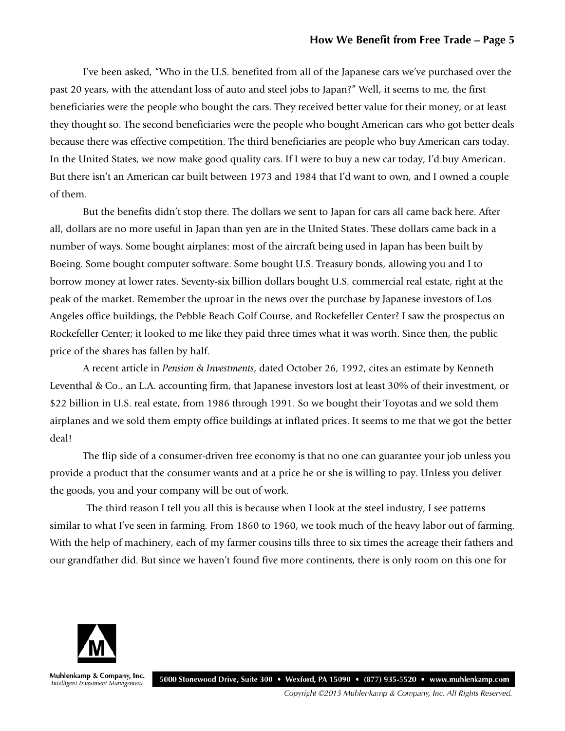I've been asked, "Who in the U.S. benefited from all of the Japanese cars we've purchased over the past 20 years, with the attendant loss of auto and steel jobs to Japan?" Well, it seems to me, the first beneficiaries were the people who bought the cars. They received better value for their money, or at least they thought so. The second beneficiaries were the people who bought American cars who got better deals because there was effective competition. The third beneficiaries are people who buy American cars today. In the United States, we now make good quality cars. If I were to buy a new car today, I'd buy American. But there isn't an American car built between 1973 and 1984 that I'd want to own, and I owned a couple of them.

But the benefits didn't stop there. The dollars we sent to Japan for cars all came back here. After all, dollars are no more useful in Japan than yen are in the United States. These dollars came back in a number of ways. Some bought airplanes: most of the aircraft being used in Japan has been built by Boeing. Some bought computer software. Some bought U.S. Treasury bonds, allowing you and I to borrow money at lower rates. Seventy-six billion dollars bought U.S. commercial real estate, right at the peak of the market. Remember the uproar in the news over the purchase by Japanese investors of Los Angeles office buildings, the Pebble Beach Golf Course, and Rockefeller Center? I saw the prospectus on Rockefeller Center; it looked to me like they paid three times what it was worth. Since then, the public price of the shares has fallen by half.

A recent article in *Pension & Investments*, dated October 26, 1992, cites an estimate by Kenneth Leventhal & Co., an L.A. accounting firm, that Japanese investors lost at least 30% of their investment, or $22 billion in U.S. real estate, from 1986 through 1991. So we bought their Toyotas and we sold them airplanes and we sold them empty office buildings at inflated prices. It seems to me that we got the better deal!

The flip side of a consumer-driven free economy is that no one can guarantee your job unless you provide a product that the consumer wants and at a price he or she is willing to pay. Unless you deliver the goods, you and your company will be out of work.

The third reason I tell you all this is because when I look at the steel industry, I see patterns similar to what I've seen in farming. From 1860 to 1960, we took much of the heavy labor out of farming. With the help of machinery, each of my farmer cousins tills three to six times the acreage their fathers and our grandfather did. But since we haven't found five more continents, there is only room on this one for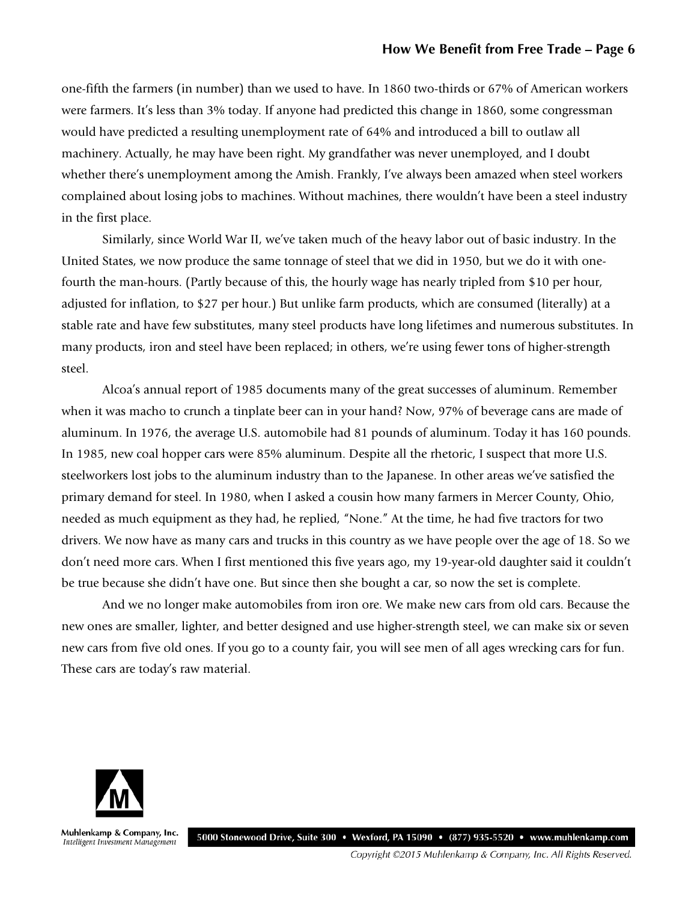one-fifth the farmers (in number) than we used to have. In 1860 two-thirds or 67% of American workers were farmers. It's less than 3% today. If anyone had predicted this change in 1860, some congressman would have predicted a resulting unemployment rate of 64% and introduced a bill to outlaw all machinery. Actually, he may have been right. My grandfather was never unemployed, and I doubt whether there's unemployment among the Amish. Frankly, I've always been amazed when steel workers complained about losing jobs to machines. Without machines, there wouldn't have been a steel industry in the first place.

Similarly, since World War II, we've taken much of the heavy labor out of basic industry. In the United States, we now produce the same tonnage of steel that we did in 1950, but we do it with one-fourth the man-hours. (Partly because of this, the hourly wage has nearly tripled from $10 per hour, adjusted for inflation, to $27 per hour.) But unlike farm products, which are consumed (literally) at a stable rate and have few substitutes, many steel products have long lifetimes and numerous substitutes. In many products, iron and steel have been replaced; in others, we're using fewer tons of higher-strength steel.

Alcoa's annual report of 1985 documents many of the great successes of aluminum. Remember when it was macho to crunch a tinplate beer can in your hand? Now, 97% of beverage cans are made of aluminum. In 1976, the average U.S. automobile had 81 pounds of aluminum. Today it has 160 pounds. In 1985, new coal hopper cars were 85% aluminum. Despite all the rhetoric, I suspect that more U.S. steelworkers lost jobs to the aluminum industry than to the Japanese. In other areas we've satisfied the primary demand for steel. In 1980, when I asked a cousin how many farmers in Mercer County, Ohio, needed as much equipment as they had, he replied, "None." At the time, he had five tractors for two drivers. We now have as many cars and trucks in this country as we have people over the age of 18. So we don't need more cars. When I first mentioned this five years ago, my 19-year-old daughter said it couldn't be true because she didn't have one. But since then she bought a car, so now the set is complete.

And we no longer make automobiles from iron ore. We make new cars from old cars. Because the new ones are smaller, lighter, and better designed and use higher-strength steel, we can make six or seven new cars from five old ones. If you go to a county fair, you will see men of all ages wrecking cars for fun. These cars are today's raw material.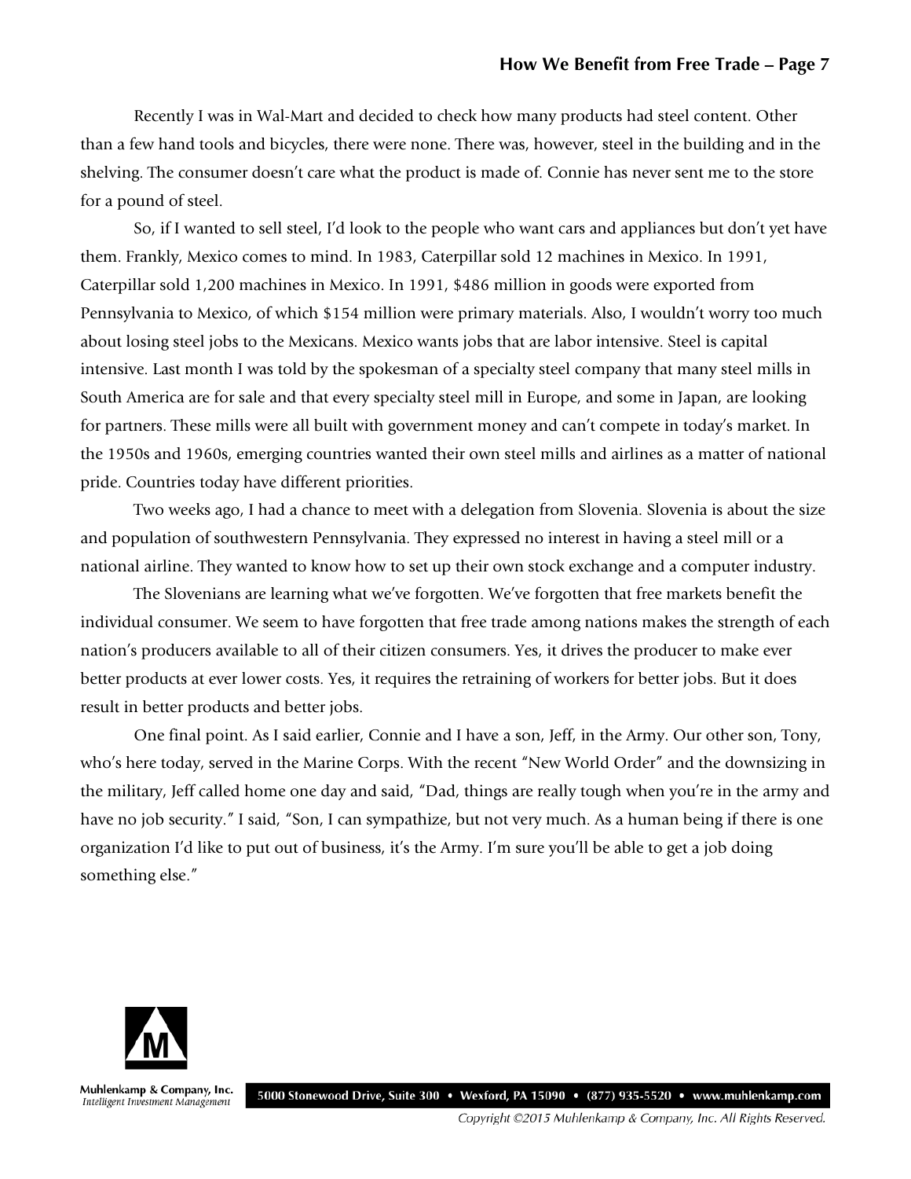Recently I was in Wal-Mart and decided to check how many products had steel content. Other than a few hand tools and bicycles, there were none. There was, however, steel in the building and in the shelving. The consumer doesn't care what the product is made of. Connie has never sent me to the store for a pound of steel.

So, if I wanted to sell steel, I'd look to the people who want cars and appliances but don't yet have them. Frankly, Mexico comes to mind. In 1983, Caterpillar sold 12 machines in Mexico. In 1991, Caterpillar sold 1,200 machines in Mexico. In 1991, $486 million in goods were exported from Pennsylvania to Mexico, of which $154 million were primary materials. Also, I wouldn't worry too much about losing steel jobs to the Mexicans. Mexico wants jobs that are labor intensive. Steel is capital intensive. Last month I was told by the spokesman of a specialty steel company that many steel mills in South America are for sale and that every specialty steel mill in Europe, and some in Japan, are looking for partners. These mills were all built with government money and can't compete in today's market. In the 1950s and 1960s, emerging countries wanted their own steel mills and airlines as a matter of national pride. Countries today have different priorities.

Two weeks ago, I had a chance to meet with a delegation from Slovenia. Slovenia is about the size and population of southwestern Pennsylvania. They expressed no interest in having a steel mill or a national airline. They wanted to know how to set up their own stock exchange and a computer industry.

The Slovenians are learning what we've forgotten. We've forgotten that free markets benefit the individual consumer. We seem to have forgotten that free trade among nations makes the strength of each nation's producers available to all of their citizen consumers. Yes, it drives the producer to make ever better products at ever lower costs. Yes, it requires the retraining of workers for better jobs. But it does result in better products and better jobs.

One final point. As I said earlier, Connie and I have a son, Jeff, in the Army. Our other son, Tony, who's here today, served in the Marine Corps. With the recent "New World Order" and the downsizing in the military, Jeff called home one day and said, "Dad, things are really tough when you're in the army and have no job security." I said, "Son, I can sympathize, but not very much. As a human being if there is one organization I'd like to put out of business, it's the Army. I'm sure you'll be able to get a job doing something else."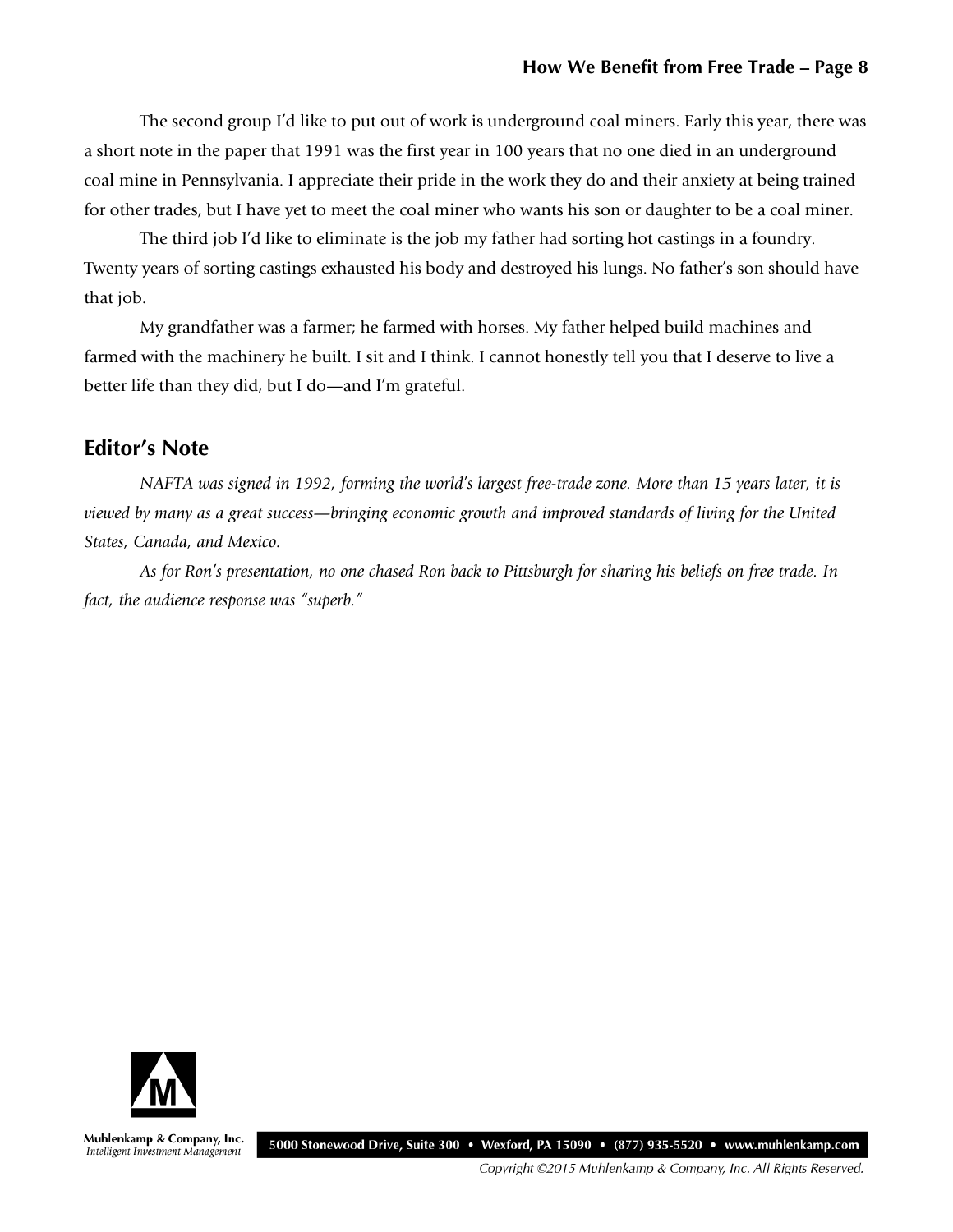The second group I'd like to put out of work is underground coal miners. Early this year, there was a short note in the paper that 1991 was the first year in 100 years that no one died in an underground coal mine in Pennsylvania. I appreciate their pride in the work they do and their anxiety at being trained for other trades, but I have yet to meet the coal miner who wants his son or daughter to be a coal miner.

The third job I'd like to eliminate is the job my father had sorting hot castings in a foundry. Twenty years of sorting castings exhausted his body and destroyed his lungs. No father's son should have that job.

My grandfather was a farmer; he farmed with horses. My father helped build machines and farmed with the machinery he built. I sit and I think. I cannot honestly tell you that I deserve to live a better life than they did, but I do—and I'm grateful.

## Editor's Note

*NAFTA was signed in 1992, forming the world's largest free-trade zone. More than 15 years later, it is viewed by many as a great success—bringing economic growth and improved standards of living for the United States, Canada, and Mexico.*

*As for Ron's presentation, no one chased Ron back to Pittsburgh for sharing his beliefs on free trade. In fact, the audience response was "superb."*